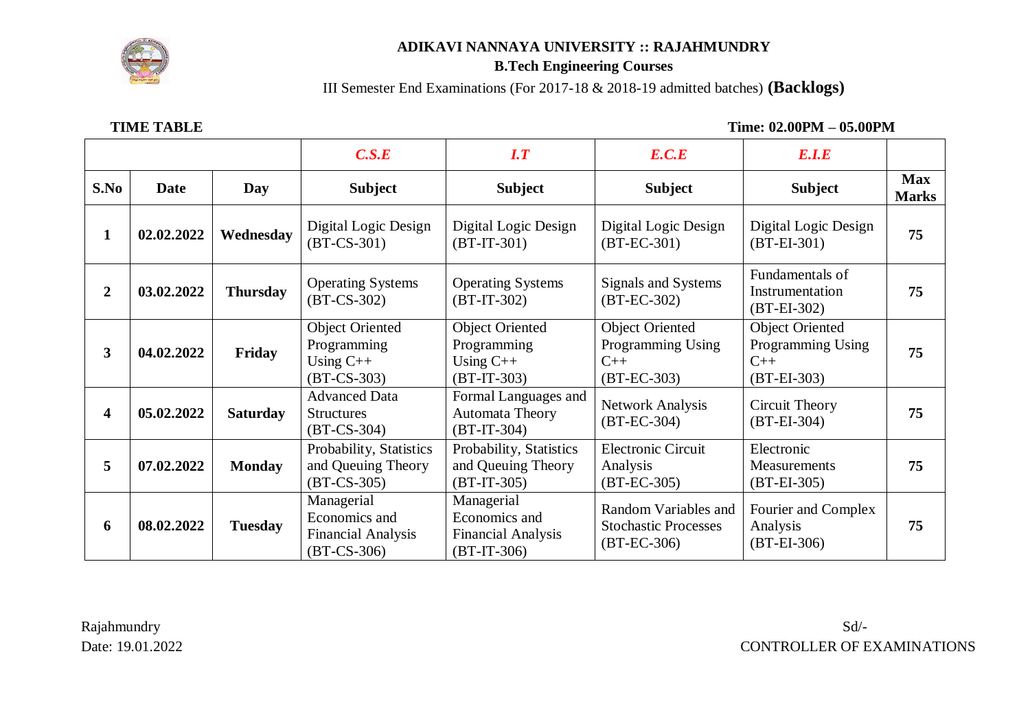# ADIKAVI NANNAYA UNIVERSITY :: RAJAHMUNDRY

## B.Tech Engineering Courses

III Semester End Examinations (For 2017-18 & 2018-19 admitted batches) **(Backlogs)**

**TIME TABLE** **Time: 02.00PM – 05.00PM**

| | | | *C.S.E* | *I.T* | *E.C.E* | *E.I.E* | |
|---|---|---|---|---|---|---|---|
| **S.No** | **Date** | **Day** | **Subject** | **Subject** | **Subject** | **Subject** | **Max Marks** |
| **1** | **02.02.2022** | **Wednesday** | Digital Logic Design (BT-CS-301) | Digital Logic Design (BT-IT-301) | Digital Logic Design (BT-EC-301) | Digital Logic Design (BT-EI-301) | **75** |
| **2** | **03.02.2022** | **Thursday** | Operating Systems (BT-CS-302) | Operating Systems (BT-IT-302) | Signals and Systems (BT-EC-302) | Fundamentals of Instrumentation (BT-EI-302) | **75** |
| **3** | **04.02.2022** | **Friday** | Object Oriented Programming Using C++ (BT-CS-303) | Object Oriented Programming Using C++ (BT-IT-303) | Object Oriented Programming Using C++ (BT-EC-303) | Object Oriented Programming Using C++ (BT-EI-303) | **75** |
| **4** | **05.02.2022** | **Saturday** | Advanced Data Structures (BT-CS-304) | Formal Languages and Automata Theory (BT-IT-304) | Network Analysis (BT-EC-304) | Circuit Theory (BT-EI-304) | **75** |
| **5** | **07.02.2022** | **Monday** | Probability, Statistics and Queuing Theory (BT-CS-305) | Probability, Statistics and Queuing Theory (BT-IT-305) | Electronic Circuit Analysis (BT-EC-305) | Electronic Measurements (BT-EI-305) | **75** |
| **6** | **08.02.2022** | **Tuesday** | Managerial Economics and Financial Analysis (BT-CS-306) | Managerial Economics and Financial Analysis (BT-IT-306) | Random Variables and Stochastic Processes (BT-EC-306) | Fourier and Complex Analysis (BT-EI-306) | **75** |

Rajahmundry
Date: 19.01.2022

Sd/-
CONTROLLER OF EXAMINATIONS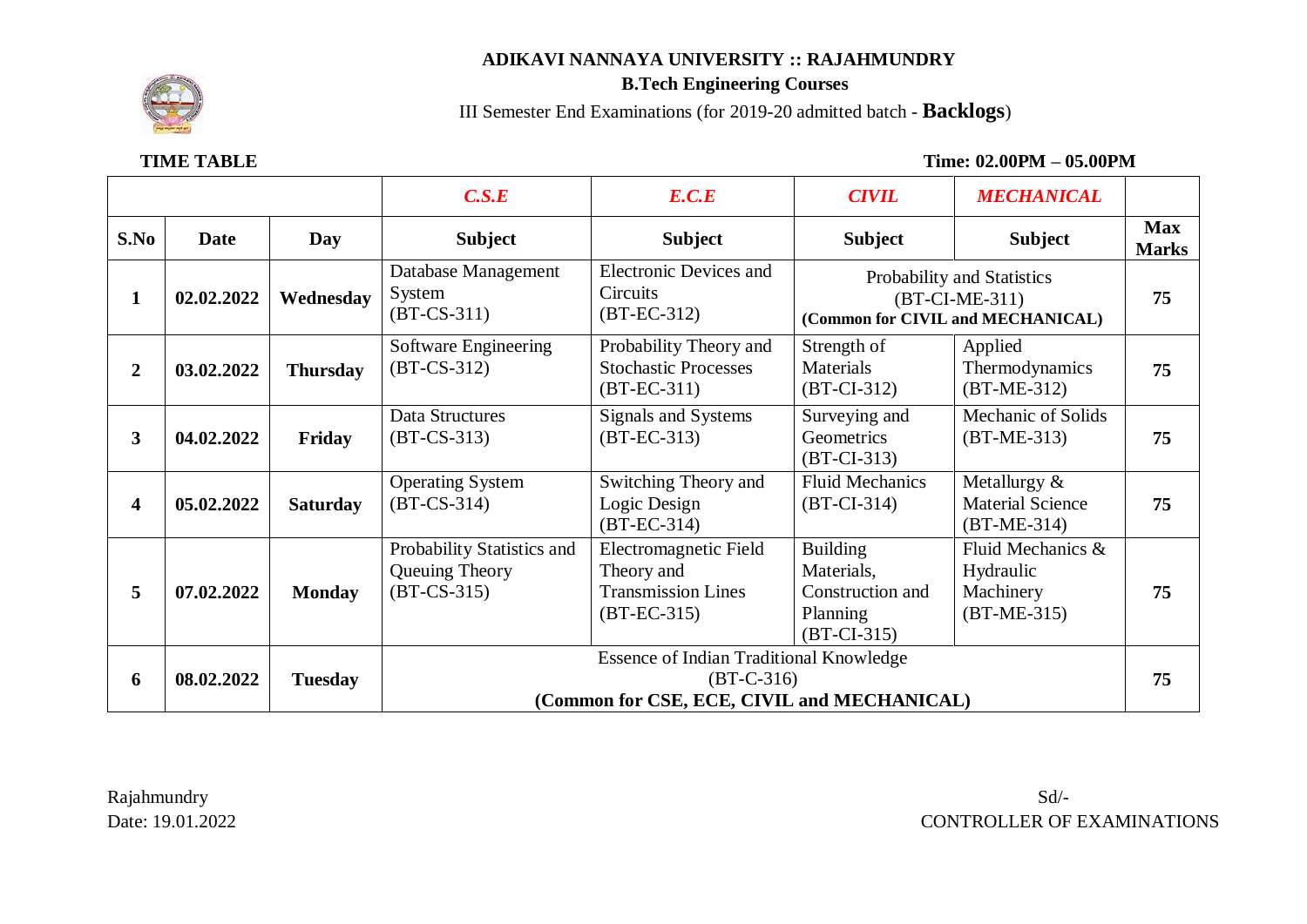# ADIKAVI NANNAYA UNIVERSITY :: RAJAHMUNDRY

## B.Tech Engineering Courses

III Semester End Examinations (for 2019-20 admitted batch - **Backlogs**)

**TIME TABLE** **Time: 02.00PM – 05.00PM**

| | | | ***C.S.E*** | ***E.C.E*** | ***CIVIL*** | ***MECHANICAL*** | |
|---|---|---|---|---|---|---|---|
| **S.No** | **Date** | **Day** | **Subject** | **Subject** | **Subject** | **Subject** | **Max Marks** |
| **1** | **02.02.2022** | **Wednesday** | Database Management System (BT-CS-311) | Electronic Devices and Circuits (BT-EC-312) | Probability and Statistics (BT-CI-ME-311) **(Common for CIVIL and MECHANICAL)** | | **75** |
| **2** | **03.02.2022** | **Thursday** | Software Engineering (BT-CS-312) | Probability Theory and Stochastic Processes (BT-EC-311) | Strength of Materials (BT-CI-312) | Applied Thermodynamics (BT-ME-312) | **75** |
| **3** | **04.02.2022** | **Friday** | Data Structures (BT-CS-313) | Signals and Systems (BT-EC-313) | Surveying and Geometrics (BT-CI-313) | Mechanic of Solids (BT-ME-313) | **75** |
| **4** | **05.02.2022** | **Saturday** | Operating System (BT-CS-314) | Switching Theory and Logic Design (BT-EC-314) | Fluid Mechanics (BT-CI-314) | Metallurgy & Material Science (BT-ME-314) | **75** |
| **5** | **07.02.2022** | **Monday** | Probability Statistics and Queuing Theory (BT-CS-315) | Electromagnetic Field Theory and Transmission Lines (BT-EC-315) | Building Materials, Construction and Planning (BT-CI-315) | Fluid Mechanics & Hydraulic Machinery (BT-ME-315) | **75** |
| **6** | **08.02.2022** | **Tuesday** | Essence of Indian Traditional Knowledge (BT-C-316) **(Common for CSE, ECE, CIVIL and MECHANICAL)** | | | | **75** |

Rajahmundry
Date: 19.01.2022

Sd/-
CONTROLLER OF EXAMINATIONS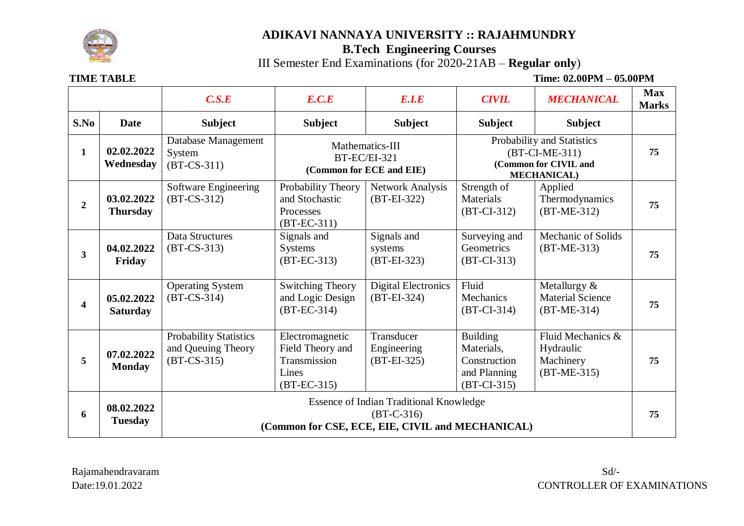# ADIKAVI NANNAYA UNIVERSITY :: RAJAHMUNDRY

## B.Tech Engineering Courses

III Semester End Examinations (for 2020-21AB – **Regular only**)

**TIME TABLE** **Time: 02.00PM – 05.00PM**

| | | ***C.S.E*** | ***E.C.E*** | ***E.I.E*** | ***CIVIL*** | ***MECHANICAL*** | **Max Marks** |
|---|---|---|---|---|---|---|---|
| **S.No** | **Date** | **Subject** | **Subject** | **Subject** | **Subject** | **Subject** | |
| **1** | **02.02.2022 Wednesday** | Database Management System (BT-CS-311) | Mathematics-III BT-EC/EI-321 **(Common for ECE and EIE)** | | Probability and Statistics (BT-CI-ME-311) **(Common for CIVIL and MECHANICAL)** | | **75** |
| **2** | **03.02.2022 Thursday** | Software Engineering (BT-CS-312) | Probability Theory and Stochastic Processes (BT-EC-311) | Network Analysis (BT-EI-322) | Strength of Materials (BT-CI-312) | Applied Thermodynamics (BT-ME-312) | **75** |
| **3** | **04.02.2022 Friday** | Data Structures (BT-CS-313) | Signals and Systems (BT-EC-313) | Signals and systems (BT-EI-323) | Surveying and Geometrics (BT-CI-313) | Mechanic of Solids (BT-ME-313) | **75** |
| **4** | **05.02.2022 Saturday** | Operating System (BT-CS-314) | Switching Theory and Logic Design (BT-EC-314) | Digital Electronics (BT-EI-324) | Fluid Mechanics (BT-CI-314) | Metallurgy & Material Science (BT-ME-314) | **75** |
| **5** | **07.02.2022 Monday** | Probability Statistics and Queuing Theory (BT-CS-315) | Electromagnetic Field Theory and Transmission Lines (BT-EC-315) | Transducer Engineering (BT-EI-325) | Building Materials, Construction and Planning (BT-CI-315) | Fluid Mechanics & Hydraulic Machinery (BT-ME-315) | **75** |
| **6** | **08.02.2022 Tuesday** | Essence of Indian Traditional Knowledge (BT-C-316) **(Common for CSE, ECE, EIE, CIVIL and MECHANICAL)** | | | | | **75** |

Rajamahendravaram
Date:19.01.2022

Sd/-
CONTROLLER OF EXAMINATIONS